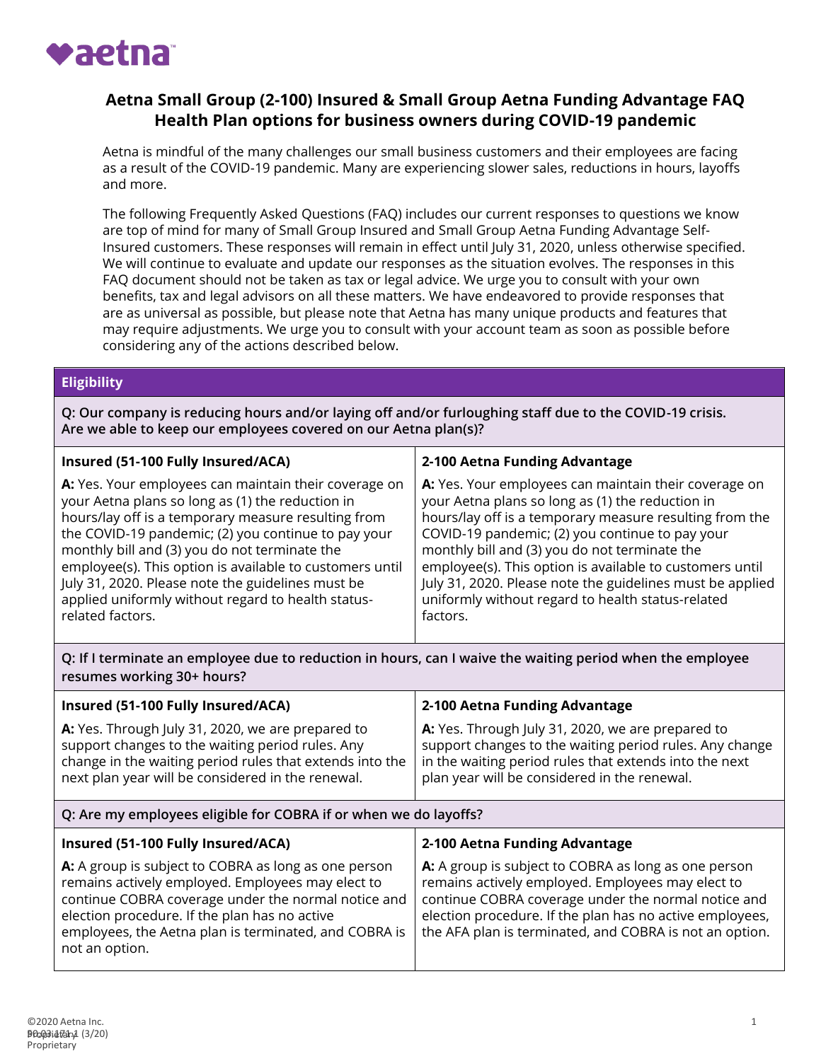# Aetna Small Group (2-100) Insured & Small Group Aetna Funding Advantage FAQ
## Health Plan options for business owners during COVID-19 pandemic

Aetna is mindful of the many challenges our small business customers and their employees are facing as a result of the COVID-19 pandemic. Many are experiencing slower sales, reductions in hours, layoffs and more.

The following Frequently Asked Questions (FAQ) includes our current responses to questions we know are top of mind for many of Small Group Insured and Small Group Aetna Funding Advantage Self-Insured customers. These responses will remain in effect until July 31, 2020, unless otherwise specified. We will continue to evaluate and update our responses as the situation evolves. The responses in this FAQ document should not be taken as tax or legal advice. We urge you to consult with your own benefits, tax and legal advisors on all these matters. We have endeavored to provide responses that are as universal as possible, but please note that Aetna has many unique products and features that may require adjustments. We urge you to consult with your account team as soon as possible before considering any of the actions described below.

## Eligibility

**Q: Our company is reducing hours and/or laying off and/or furloughing staff due to the COVID-19 crisis. Are we able to keep our employees covered on our Aetna plan(s)?**

| Insured (51-100 Fully Insured/ACA) | 2-100 Aetna Funding Advantage |
|---|---|
| **A:** Yes. Your employees can maintain their coverage on your Aetna plans so long as (1) the reduction in hours/lay off is a temporary measure resulting from the COVID-19 pandemic; (2) you continue to pay your monthly bill and (3) you do not terminate the employee(s). This option is available to customers until July 31, 2020. Please note the guidelines must be applied uniformly without regard to health status-related factors. | **A:** Yes. Your employees can maintain their coverage on your Aetna plans so long as (1) the reduction in hours/lay off is a temporary measure resulting from the COVID-19 pandemic; (2) you continue to pay your monthly bill and (3) you do not terminate the employee(s). This option is available to customers until July 31, 2020. Please note the guidelines must be applied uniformly without regard to health status-related factors. |

**Q: If I terminate an employee due to reduction in hours, can I waive the waiting period when the employee resumes working 30+ hours?**

| Insured (51-100 Fully Insured/ACA) | 2-100 Aetna Funding Advantage |
|---|---|
| **A:** Yes. Through July 31, 2020, we are prepared to support changes to the waiting period rules. Any change in the waiting period rules that extends into the next plan year will be considered in the renewal. | **A:** Yes. Through July 31, 2020, we are prepared to support changes to the waiting period rules. Any change in the waiting period rules that extends into the next plan year will be considered in the renewal. |

**Q: Are my employees eligible for COBRA if or when we do layoffs?**

| Insured (51-100 Fully Insured/ACA) | 2-100 Aetna Funding Advantage |
|---|---|
| **A:** A group is subject to COBRA as long as one person remains actively employed. Employees may elect to continue COBRA coverage under the normal notice and election procedure. If the plan has no active employees, the Aetna plan is terminated, and COBRA is not an option. | **A:** A group is subject to COBRA as long as one person remains actively employed. Employees may elect to continue COBRA coverage under the normal notice and election procedure. If the plan has no active employees, the AFA plan is terminated, and COBRA is not an option. |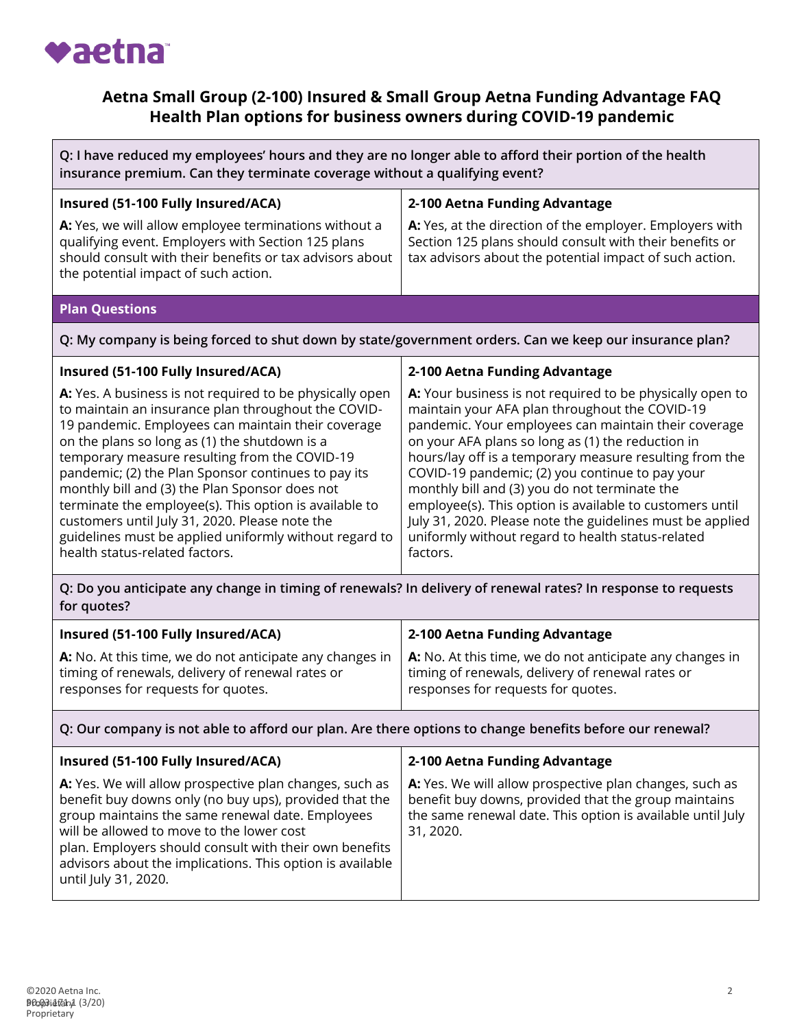# Aetna Small Group (2-100) Insured & Small Group Aetna Funding Advantage FAQ
## Health Plan options for business owners during COVID-19 pandemic

**Q: I have reduced my employees' hours and they are no longer able to afford their portion of the health insurance premium. Can they terminate coverage without a qualifying event?**

| Insured (51-100 Fully Insured/ACA) | 2-100 Aetna Funding Advantage |
|---|---|
| **A:** Yes, we will allow employee terminations without a qualifying event. Employers with Section 125 plans should consult with their benefits or tax advisors about the potential impact of such action. | **A:** Yes, at the direction of the employer. Employers with Section 125 plans should consult with their benefits or tax advisors about the potential impact of such action. |

## Plan Questions

**Q: My company is being forced to shut down by state/government orders. Can we keep our insurance plan?**

| Insured (51-100 Fully Insured/ACA) | 2-100 Aetna Funding Advantage |
|---|---|
| **A:** Yes. A business is not required to be physically open to maintain an insurance plan throughout the COVID-19 pandemic. Employees can maintain their coverage on the plans so long as (1) the shutdown is a temporary measure resulting from the COVID-19 pandemic; (2) the Plan Sponsor continues to pay its monthly bill and (3) the Plan Sponsor does not terminate the employee(s). This option is available to customers until July 31, 2020. Please note the guidelines must be applied uniformly without regard to health status-related factors. | **A:** Your business is not required to be physically open to maintain your AFA plan throughout the COVID-19 pandemic. Your employees can maintain their coverage on your AFA plans so long as (1) the reduction in hours/lay off is a temporary measure resulting from the COVID-19 pandemic; (2) you continue to pay your monthly bill and (3) you do not terminate the employee(s). This option is available to customers until July 31, 2020. Please note the guidelines must be applied uniformly without regard to health status-related factors. |

**Q: Do you anticipate any change in timing of renewals? In delivery of renewal rates? In response to requests for quotes?**

| Insured (51-100 Fully Insured/ACA) | 2-100 Aetna Funding Advantage |
|---|---|
| **A:** No. At this time, we do not anticipate any changes in timing of renewals, delivery of renewal rates or responses for requests for quotes. | **A:** No. At this time, we do not anticipate any changes in timing of renewals, delivery of renewal rates or responses for requests for quotes. |

**Q: Our company is not able to afford our plan. Are there options to change benefits before our renewal?**

| Insured (51-100 Fully Insured/ACA) | 2-100 Aetna Funding Advantage |
|---|---|
| **A:** Yes. We will allow prospective plan changes, such as benefit buy downs only (no buy ups), provided that the group maintains the same renewal date. Employees will be allowed to move to the lower cost plan. Employers should consult with their own benefits advisors about the implications. This option is available until July 31, 2020. | **A:** Yes. We will allow prospective plan changes, such as benefit buy downs, provided that the group maintains the same renewal date. This option is available until July 31, 2020. |

©2020 Aetna Inc.
Proprietary
90.03.171.1 (3/20)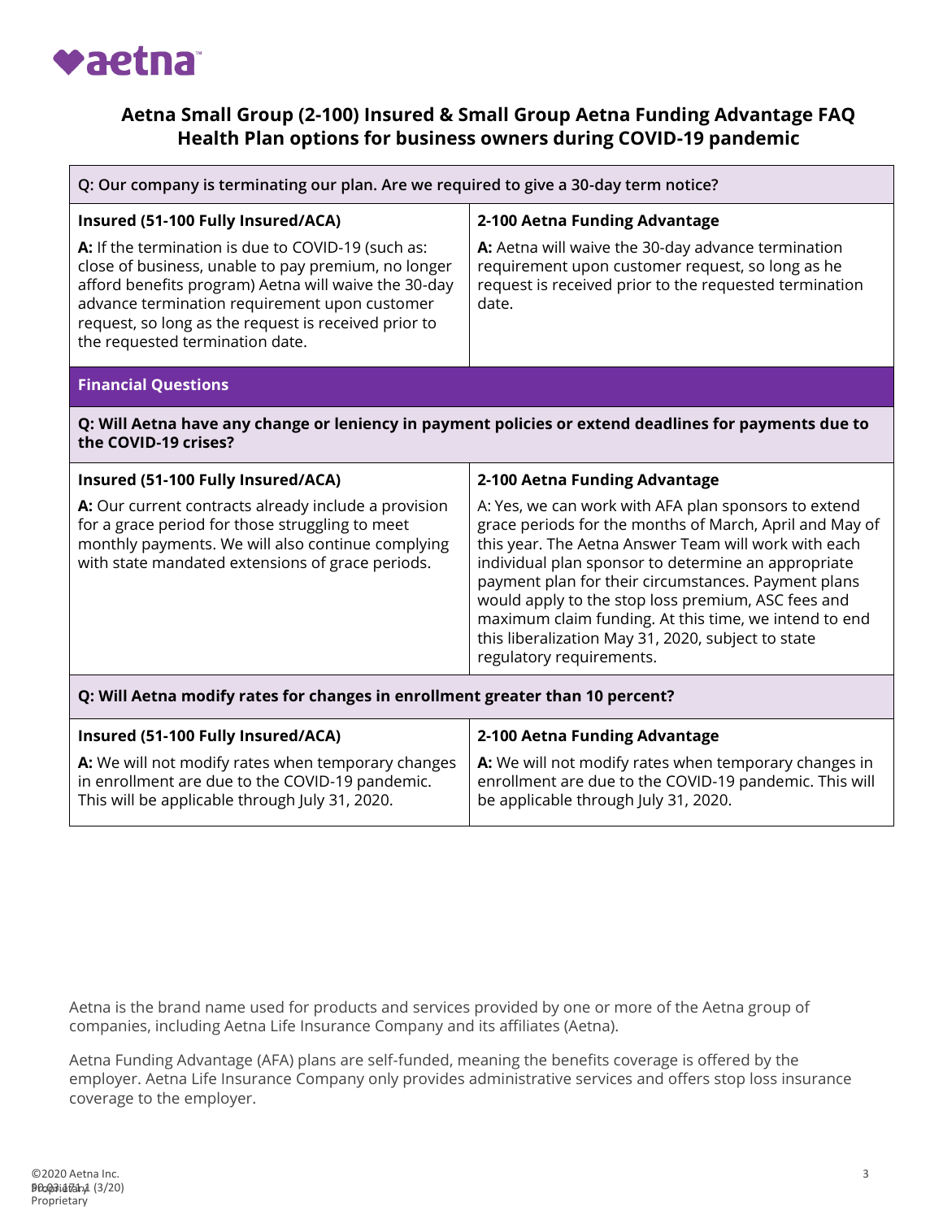**Aetna Small Group (2-100) Insured & Small Group Aetna Funding Advantage FAQ**
**Health Plan options for business owners during COVID-19 pandemic**

| Q: Our company is terminating our plan. Are we required to give a 30-day term notice? | |
|---|---|
| **Insured (51-100 Fully Insured/ACA)** | **2-100 Aetna Funding Advantage** |
| **A:** If the termination is due to COVID-19 (such as: close of business, unable to pay premium, no longer afford benefits program) Aetna will waive the 30-day advance termination requirement upon customer request, so long as the request is received prior to the requested termination date. | **A:** Aetna will waive the 30-day advance termination requirement upon customer request, so long as he request is received prior to the requested termination date. |

## Financial Questions

| Q: Will Aetna have any change or leniency in payment policies or extend deadlines for payments due to the COVID-19 crises? | |
|---|---|
| **Insured (51-100 Fully Insured/ACA)** | **2-100 Aetna Funding Advantage** |
| **A:** Our current contracts already include a provision for a grace period for those struggling to meet monthly payments. We will also continue complying with state mandated extensions of grace periods. | A: Yes, we can work with AFA plan sponsors to extend grace periods for the months of March, April and May of this year. The Aetna Answer Team will work with each individual plan sponsor to determine an appropriate payment plan for their circumstances. Payment plans would apply to the stop loss premium, ASC fees and maximum claim funding. At this time, we intend to end this liberalization May 31, 2020, subject to state regulatory requirements. |

| Q: Will Aetna modify rates for changes in enrollment greater than 10 percent? | |
|---|---|
| **Insured (51-100 Fully Insured/ACA)** | **2-100 Aetna Funding Advantage** |
| **A:** We will not modify rates when temporary changes in enrollment are due to the COVID-19 pandemic. This will be applicable through July 31, 2020. | **A:** We will not modify rates when temporary changes in enrollment are due to the COVID-19 pandemic. This will be applicable through July 31, 2020. |

Aetna is the brand name used for products and services provided by one or more of the Aetna group of companies, including Aetna Life Insurance Company and its affiliates (Aetna).

Aetna Funding Advantage (AFA) plans are self-funded, meaning the benefits coverage is offered by the employer. Aetna Life Insurance Company only provides administrative services and offers stop loss insurance coverage to the employer.

©2020 Aetna Inc.
900.031.1 (3/20)
Proprietary